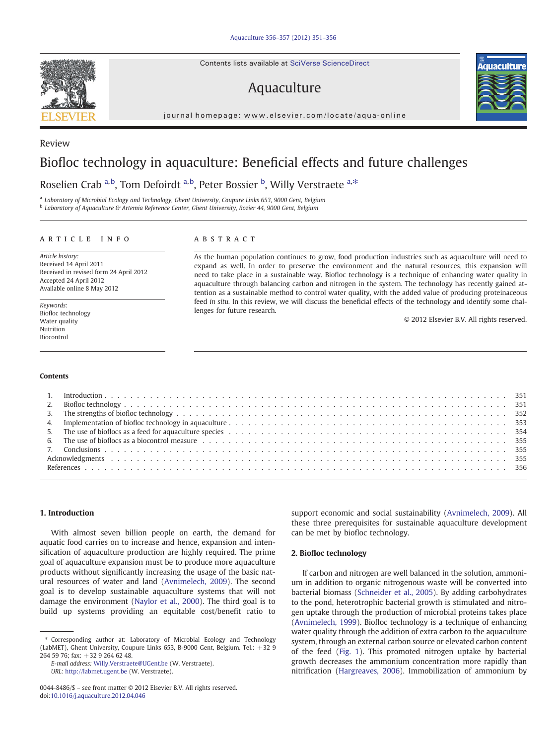Review

# Biofloc technology in aquaculture: Beneficial effects and future challenges

Roselien Crab [a,b], Tom Defoirdt [a,b], Peter Bossier [b], Willy Verstraete [a,*]

[a] Laboratory of Microbial Ecology and Technology, Ghent University, Coupure Links 653, 9000 Gent, Belgium
[b] Laboratory of Aquaculture & Artemia Reference Center, Ghent University, Rozier 44, 9000 Gent, Belgium

**ARTICLE INFO**

*Article history:*
Received 14 April 2011
Received in revised form 24 April 2012
Accepted 24 April 2012
Available online 8 May 2012

*Keywords:*
Biofloc technology
Water quality
Nutrition
Biocontrol

**ABSTRACT**

As the human population continues to grow, food production industries such as aquaculture will need to expand as well. In order to preserve the environment and the natural resources, this expansion will need to take place in a sustainable way. Biofloc technology is a technique of enhancing water quality in aquaculture through balancing carbon and nitrogen in the system. The technology has recently gained attention as a sustainable method to control water quality, with the added value of producing proteinaceous feed *in situ*. In this review, we will discuss the beneficial effects of the technology and identify some challenges for future research.

© 2012 Elsevier B.V. All rights reserved.

**Contents**

1. Introduction . . . 351
2. Biofloc technology . . . 351
3. The strengths of biofloc technology . . . 352
4. Implementation of biofloc technology in aquaculture . . . 353
5. The use of bioflocs as a feed for aquaculture species . . . 354
6. The use of bioflocs as a biocontrol measure . . . 355
7. Conclusions . . . 355

Acknowledgments . . . 355
References . . . 356

## 1. Introduction

With almost seven billion people on earth, the demand for aquatic food carries on to increase and hence, expansion and intensification of aquaculture production are highly required. The prime goal of aquaculture expansion must be to produce more aquaculture products without significantly increasing the usage of the basic natural resources of water and land (Avnimelech, 2009). The second goal is to develop sustainable aquaculture systems that will not damage the environment (Naylor et al., 2000). The third goal is to build up systems providing an equitable cost/benefit ratio to support economic and social sustainability (Avnimelech, 2009). All these three prerequisites for sustainable aquaculture development can be met by biofloc technology.

## 2. Biofloc technology

If carbon and nitrogen are well balanced in the solution, ammonium in addition to organic nitrogenous waste will be converted into bacterial biomass (Schneider et al., 2005). By adding carbohydrates to the pond, heterotrophic bacterial growth is stimulated and nitrogen uptake through the production of microbial proteins takes place (Avnimelech, 1999). Biofloc technology is a technique of enhancing water quality through the addition of extra carbon to the aquaculture system, through an external carbon source or elevated carbon content of the feed (Fig. 1). This promoted nitrogen uptake by bacterial growth decreases the ammonium concentration more rapidly than nitrification (Hargreaves, 2006). Immobilization of ammonium by

* Corresponding author at: Laboratory of Microbial Ecology and Technology (LabMET), Ghent University, Coupure Links 653, B-9000 Gent, Belgium. Tel.: +32 9 264 59 76; fax: +32 9 264 62 48.
*E-mail address:* Willy.Verstraete@UGent.be (W. Verstraete).
*URL:* http://labmet.ugent.be (W. Verstraete).

0044-8486/$ – see front matter © 2012 Elsevier B.V. All rights reserved.
doi:10.1016/j.aquaculture.2012.04.046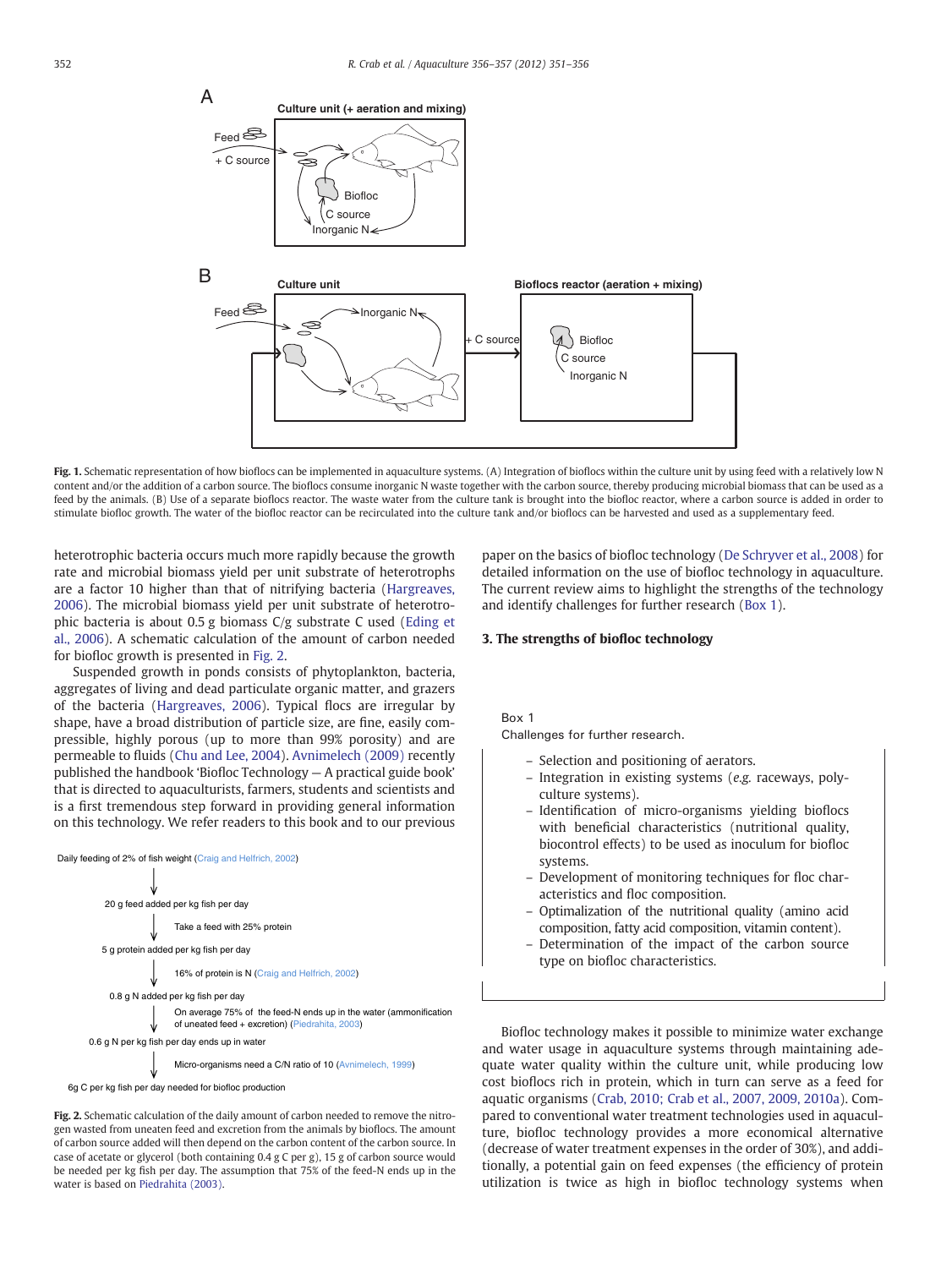**Fig. 1.** Schematic representation of how bioflocs can be implemented in aquaculture systems. (A) Integration of bioflocs within the culture unit by using feed with a relatively low N content and/or the addition of a carbon source. The bioflocs consume inorganic N waste together with the carbon source, thereby producing microbial biomass that can be used as a feed by the animals. (B) Use of a separate bioflocs reactor. The waste water from the culture tank is brought into the biofloc reactor, where a carbon source is added in order to stimulate biofloc growth. The water of the biofloc reactor can be recirculated into the culture tank and/or bioflocs can be harvested and used as a supplementary feed.

heterotrophic bacteria occurs much more rapidly because the growth rate and microbial biomass yield per unit substrate of heterotrophs are a factor 10 higher than that of nitrifying bacteria (Hargreaves, 2006). The microbial biomass yield per unit substrate of heterotrophic bacteria is about 0.5 g biomass C/g substrate C used (Ebeling et al., 2006). A schematic calculation of the amount of carbon needed for biofloc growth is presented in Fig. 2.

Suspended growth in ponds consists of phytoplankton, bacteria, aggregates of living and dead particulate organic matter, and grazers of the bacteria (Hargreaves, 2006). Typical flocs are irregular by shape, have a broad distribution of particle size, are fine, easily compressible, highly porous (up to more than 99% porosity) and are permeable to fluids (Chu and Lee, 2004). Avnimelech (2009) recently published the handbook 'Biofloc Technology — A practical guide book' that is directed to aquaculturists, farmers, students and scientists and is a first tremendous step forward in providing general information on this technology. We refer readers to this book and to our previous paper on the basics of biofloc technology (De Schryver et al., 2008) for detailed information on the use of biofloc technology in aquaculture. The current review aims to highlight the strengths of the technology and identify challenges for further research (Box 1).

Daily feeding of 2% of fish weight (Craig and Helfrich, 2002)
↓
20 g feed added per kg fish per day
↓ Take a feed with 25% protein
5 g protein added per kg fish per day
↓ 16% of protein is N (Craig and Helfrich, 2002)
0.8 g N added per kg fish per day
↓ On average 75% of the feed-N ends up in the water (ammonification of uneated feed + excretion) (Piedrahita, 2003)
0.6 g N per kg fish per day ends up in water
↓ Micro-organisms need a C/N ratio of 10 (Avnimelech, 1999)
6g C per kg fish per day needed for biofloc production

**Fig. 2.** Schematic calculation of the daily amount of carbon needed to remove the nitrogen wasted from uneaten feed and excretion from the animals by bioflocs. The amount of carbon source added will then depend on the carbon content of the carbon source. In case of acetate or glycerol (both containing 0.4 g C per g), 15 g of carbon source would be needed per kg fish per day. The assumption that 75% of the feed-N ends up in the water is based on Piedrahita (2003).

## 3. The strengths of biofloc technology

> **Box 1**
> Challenges for further research.
>
> - Selection and positioning of aerators.
> - Integration in existing systems (*e.g.* raceways, polyculture systems).
> - Identification of micro-organisms yielding bioflocs with beneficial characteristics (nutritional quality, biocontrol effects) to be used as inoculum for biofloc systems.
> - Development of monitoring techniques for floc characteristics and floc composition.
> - Optimalization of the nutritional quality (amino acid composition, fatty acid composition, vitamin content).
> - Determination of the impact of the carbon source type on biofloc characteristics.

Biofloc technology makes it possible to minimize water exchange and water usage in aquaculture systems through maintaining adequate water quality within the culture unit, while producing low cost bioflocs rich in protein, which in turn can serve as a feed for aquatic organisms (Crab, 2010; Crab et al., 2007, 2009, 2010a). Compared to conventional water treatment technologies used in aquaculture, biofloc technology provides a more economical alternative (decrease of water treatment expenses in the order of 30%), and additionally, a potential gain on feed expenses (the efficiency of protein utilization is twice as high in biofloc technology systems when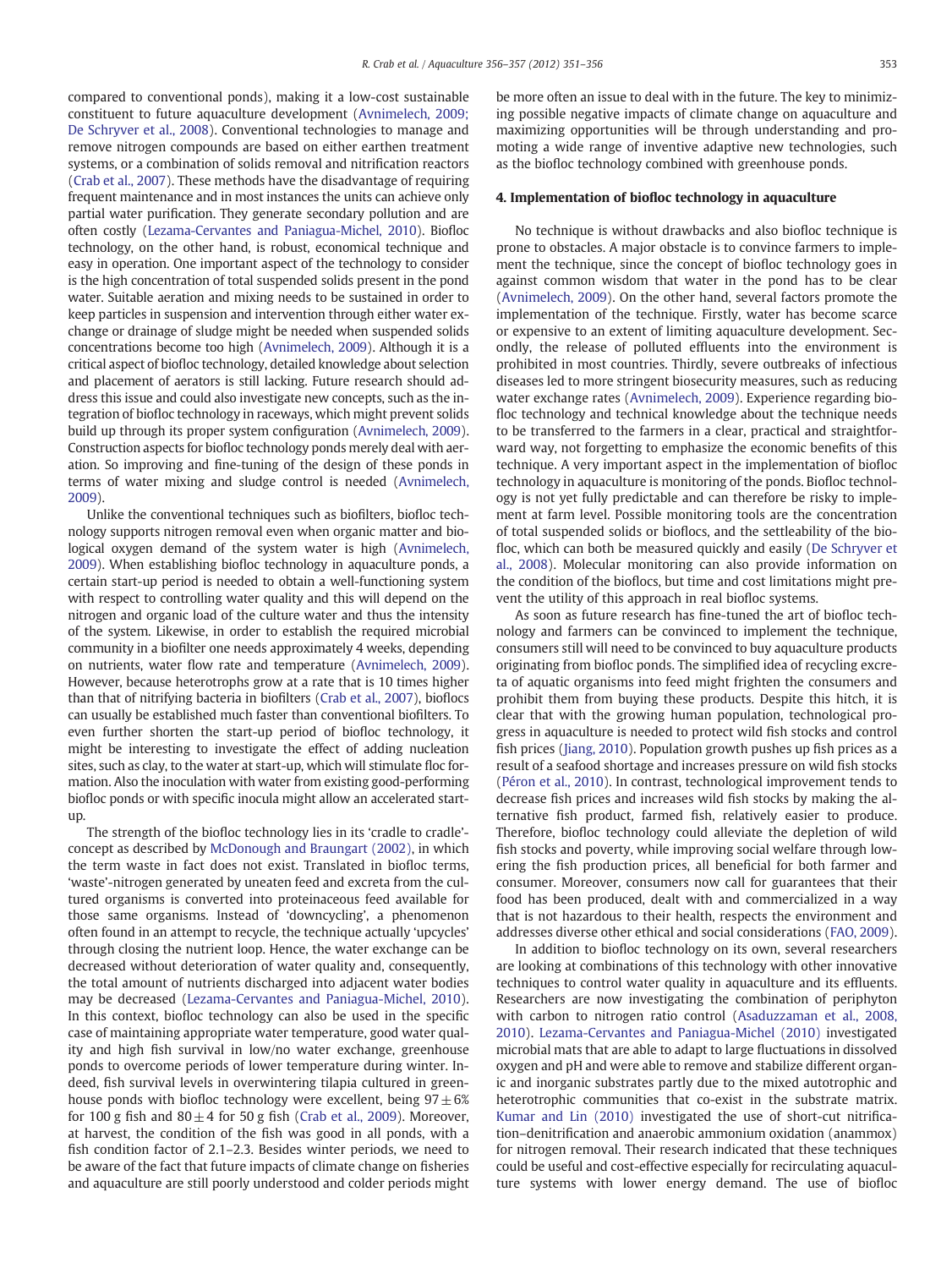compared to conventional ponds), making it a low-cost sustainable constituent to future aquaculture development (Avnimelech, 2009; De Schryver et al., 2008). Conventional technologies to manage and remove nitrogen compounds are based on either earthen treatment systems, or a combination of solids removal and nitrification reactors (Crab et al., 2007). These methods have the disadvantage of requiring frequent maintenance and in most instances the units can achieve only partial water purification. They generate secondary pollution and are often costly (Lezama-Cervantes and Paniagua-Michel, 2010). Biofloc technology, on the other hand, is robust, economical technique and easy in operation. One important aspect of the technology to consider is the high concentration of total suspended solids present in the pond water. Suitable aeration and mixing needs to be sustained in order to keep particles in suspension and intervention through either water exchange or drainage of sludge might be needed when suspended solids concentrations become too high (Avnimelech, 2009). Although it is a critical aspect of biofloc technology, detailed knowledge about selection and placement of aerators is still lacking. Future research should address this issue and could also investigate new concepts, such as the integration of biofloc technology in raceways, which might prevent solids build up through its proper system configuration (Avnimelech, 2009). Construction aspects for biofloc technology ponds merely deal with aeration. So improving and fine-tuning of the design of these ponds in terms of water mixing and sludge control is needed (Avnimelech, 2009).

Unlike the conventional techniques such as biofilters, biofloc technology supports nitrogen removal even when organic matter and biological oxygen demand of the system water is high (Avnimelech, 2009). When establishing biofloc technology in aquaculture ponds, a certain start-up period is needed to obtain a well-functioning system with respect to controlling water quality and this will depend on the nitrogen and organic load of the culture water and thus the intensity of the system. Likewise, in order to establish the required microbial community in a biofilter one needs approximately 4 weeks, depending on nutrients, water flow rate and temperature (Avnimelech, 2009). However, because heterotrophs grow at a rate that is 10 times higher than that of nitrifying bacteria in biofilters (Crab et al., 2007), bioflocs can usually be established much faster than conventional biofilters. To even further shorten the start-up period of biofloc technology, it might be interesting to investigate the effect of adding nucleation sites, such as clay, to the water at start-up, which will stimulate floc formation. Also the inoculation with water from existing good-performing biofloc ponds or with specific inocula might allow an accelerated start-up.

The strength of the biofloc technology lies in its 'cradle to cradle'-concept as described by McDonough and Braungart (2002), in which the term waste in fact does not exist. Translated in biofloc terms, 'waste'-nitrogen generated by uneaten feed and excreta from the cultured organisms is converted into proteinaceous feed available for those same organisms. Instead of 'downcycling', a phenomenon often found in an attempt to recycle, the technique actually 'upcycles' through closing the nutrient loop. Hence, the water exchange can be decreased without deterioration of water quality and, consequently, the total amount of nutrients discharged into adjacent water bodies may be decreased (Lezama-Cervantes and Paniagua-Michel, 2010). In this context, biofloc technology can also be used in the specific case of maintaining appropriate water temperature, good water quality and high fish survival in low/no water exchange, greenhouse ponds to overcome periods of lower temperature during winter. Indeed, fish survival levels in overwintering tilapia cultured in greenhouse ponds with biofloc technology were excellent, being $97 \pm 6\%$ for 100 g fish and $80 \pm 4$ for 50 g fish (Crab et al., 2009). Moreover, at harvest, the condition of the fish was good in all ponds, with a fish condition factor of 2.1–2.3. Besides winter periods, we need to be aware of the fact that future impacts of climate change on fisheries and aquaculture are still poorly understood and colder periods might be more often an issue to deal with in the future. The key to minimizing possible negative impacts of climate change on aquaculture and maximizing opportunities will be through understanding and promoting a wide range of inventive adaptive new technologies, such as the biofloc technology combined with greenhouse ponds.

## 4. Implementation of biofloc technology in aquaculture

No technique is without drawbacks and also biofloc technique is prone to obstacles. A major obstacle is to convince farmers to implement the technique, since the concept of biofloc technology goes in against common wisdom that water in the pond has to be clear (Avnimelech, 2009). On the other hand, several factors promote the implementation of the technique. Firstly, water has become scarce or expensive to an extent of limiting aquaculture development. Secondly, the release of polluted effluents into the environment is prohibited in most countries. Thirdly, severe outbreaks of infectious diseases led to more stringent biosecurity measures, such as reducing water exchange rates (Avnimelech, 2009). Experience regarding biofloc technology and technical knowledge about the technique needs to be transferred to the farmers in a clear, practical and straightforward way, not forgetting to emphasize the economic benefits of this technique. A very important aspect in the implementation of biofloc technology in aquaculture is monitoring of the ponds. Biofloc technology is not yet fully predictable and can therefore be risky to implement at farm level. Possible monitoring tools are the concentration of total suspended solids or bioflocs, and the settleability of the biofloc, which can both be measured quickly and easily (De Schryver et al., 2008). Molecular monitoring can also provide information on the condition of the bioflocs, but time and cost limitations might prevent the utility of this approach in real biofloc systems.

As soon as future research has fine-tuned the art of biofloc technology and farmers can be convinced to implement the technique, consumers still will need to be convinced to buy aquaculture products originating from biofloc ponds. The simplified idea of recycling excreta of aquatic organisms into feed might frighten the consumers and prohibit them from buying these products. Despite this hitch, it is clear that with the growing human population, technological progress in aquaculture is needed to protect wild fish stocks and control fish prices (Jiang, 2010). Population growth pushes up fish prices as a result of a seafood shortage and increases pressure on wild fish stocks (Péron et al., 2010). In contrast, technological improvement tends to decrease fish prices and increases wild fish stocks by making the alternative fish product, farmed fish, relatively easier to produce. Therefore, biofloc technology could alleviate the depletion of wild fish stocks and poverty, while improving social welfare through lowering the fish production prices, all beneficial for both farmer and consumer. Moreover, consumers now call for guarantees that their food has been produced, dealt with and commercialized in a way that is not hazardous to their health, respects the environment and addresses diverse other ethical and social considerations (FAO, 2009).

In addition to biofloc technology on its own, several researchers are looking at combinations of this technology with other innovative techniques to control water quality in aquaculture and its effluents. Researchers are now investigating the combination of periphyton with carbon to nitrogen ratio control (Asaduzzaman et al., 2008, 2010). Lezama-Cervantes and Paniagua-Michel (2010) investigated microbial mats that are able to adapt to large fluctuations in dissolved oxygen and pH and were able to remove and stabilize different organic and inorganic substrates partly due to the mixed autotrophic and heterotrophic communities that co-exist in the substrate matrix. Kumar and Lin (2010) investigated the use of short-cut nitrification–denitrification and anaerobic ammonium oxidation (anammox) for nitrogen removal. Their research indicated that these techniques could be useful and cost-effective especially for recirculating aquaculture systems with lower energy demand. The use of biofloc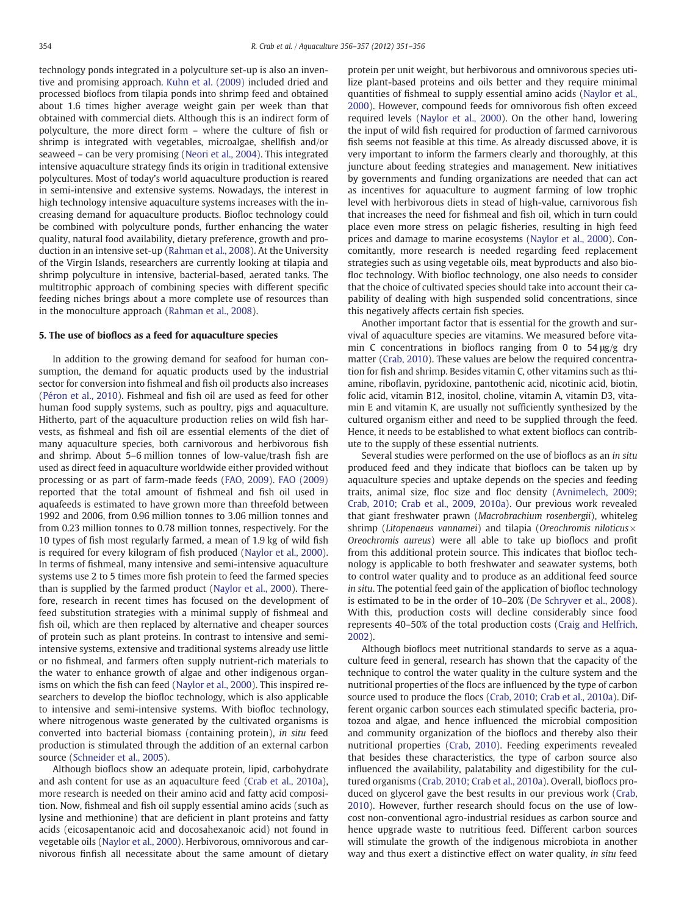technology ponds integrated in a polyculture set-up is also an inventive and promising approach. Kuhn et al. (2009) included dried and processed bioflocs from tilapia ponds into shrimp feed and obtained about 1.6 times higher average weight gain per week than that obtained with commercial diets. Although this is an indirect form of polyculture, the more direct form – where the culture of fish or shrimp is integrated with vegetables, microalgae, shellfish and/or seaweed – can be very promising (Neori et al., 2004). This integrated intensive aquaculture strategy finds its origin in traditional extensive polycultures. Most of today's world aquaculture production is reared in semi-intensive and extensive systems. Nowadays, the interest in high technology intensive aquaculture systems increases with the increasing demand for aquaculture products. Biofloc technology could be combined with polyculture ponds, further enhancing the water quality, natural food availability, dietary preference, growth and production in an intensive set-up (Rahman et al., 2008). At the University of the Virgin Islands, researchers are currently looking at tilapia and shrimp polyculture in intensive, bacterial-based, aerated tanks. The multitrophic approach of combining species with different specific feeding niches brings about a more complete use of resources than in the monoculture approach (Rahman et al., 2008).

## 5. The use of bioflocs as a feed for aquaculture species

In addition to the growing demand for seafood for human consumption, the demand for aquatic products used by the industrial sector for conversion into fishmeal and fish oil products also increases (Péron et al., 2010). Fishmeal and fish oil are used as feed for other human food supply systems, such as poultry, pigs and aquaculture. Hitherto, part of the aquaculture production relies on wild fish harvests, as fishmeal and fish oil are essential elements of the diet of many aquaculture species, both carnivorous and herbivorous fish and shrimp. About 5–6 million tonnes of low-value/trash fish are used as direct feed in aquaculture worldwide either provided without processing or as part of farm-made feeds (FAO, 2009). FAO (2009) reported that the total amount of fishmeal and fish oil used in aquafeeds is estimated to have grown more than threefold between 1992 and 2006, from 0.96 million tonnes to 3.06 million tonnes and from 0.23 million tonnes to 0.78 million tonnes, respectively. For the 10 types of fish most regularly farmed, a mean of 1.9 kg of wild fish is required for every kilogram of fish produced (Naylor et al., 2000). In terms of fishmeal, many intensive and semi-intensive aquaculture systems use 2 to 5 times more fish protein to feed the farmed species than is supplied by the farmed product (Naylor et al., 2000). Therefore, research in recent times has focused on the development of feed substitution strategies with a minimal supply of fishmeal and fish oil, which are then replaced by alternative and cheaper sources of protein such as plant proteins. In contrast to intensive and semi-intensive systems, extensive and traditional systems already use little or no fishmeal, and farmers often supply nutrient-rich materials to the water to enhance growth of algae and other indigenous organisms on which the fish can feed (Naylor et al., 2000). This inspired researchers to develop the biofloc technology, which is also applicable to intensive and semi-intensive systems. With biofloc technology, where nitrogenous waste generated by the cultivated organisms is converted into bacterial biomass (containing protein), *in situ* feed production is stimulated through the addition of an external carbon source (Schneider et al., 2005).

Although bioflocs show an adequate protein, lipid, carbohydrate and ash content for use as an aquaculture feed (Crab et al., 2010a), more research is needed on their amino acid and fatty acid composition. Now, fishmeal and fish oil supply essential amino acids (such as lysine and methionine) that are deficient in plant proteins and fatty acids (eicosapentanoic acid and docosahexanoic acid) not found in vegetable oils (Naylor et al., 2000). Herbivorous, omnivorous and carnivorous finfish all necessitate about the same amount of dietary protein per unit weight, but herbivorous and omnivorous species utilize plant-based proteins and oils better and they require minimal quantities of fishmeal to supply essential amino acids (Naylor et al., 2000). However, compound feeds for omnivorous fish often exceed required levels (Naylor et al., 2000). On the other hand, lowering the input of wild fish required for production of farmed carnivorous fish seems not feasible at this time. As already discussed above, it is very important to inform the farmers clearly and thoroughly, at this juncture about feeding strategies and management. New initiatives by governments and funding organizations are needed that can act as incentives for aquaculture to augment farming of low trophic level with herbivorous diets in stead of high-value, carnivorous fish that increases the need for fishmeal and fish oil, which in turn could place even more stress on pelagic fisheries, resulting in high feed prices and damage to marine ecosystems (Naylor et al., 2000). Concomitantly, more research is needed regarding feed replacement strategies such as using vegetable oils, meat byproducts and also biofloc technology. With biofloc technology, one also needs to consider that the choice of cultivated species should take into account their capability of dealing with high suspended solid concentrations, since this negatively affects certain fish species.

Another important factor that is essential for the growth and survival of aquaculture species are vitamins. We measured before vitamin C concentrations in bioflocs ranging from 0 to 54 μg/g dry matter (Crab, 2010). These values are below the required concentration for fish and shrimp. Besides vitamin C, other vitamins such as thiamine, riboflavin, pyridoxine, pantothenic acid, nicotinic acid, biotin, folic acid, vitamin B12, inositol, choline, vitamin A, vitamin D3, vitamin E and vitamin K, are usually not sufficiently synthesized by the cultured organism either and need to be supplied through the feed. Hence, it needs to be established to what extent bioflocs can contribute to the supply of these essential nutrients.

Several studies were performed on the use of bioflocs as an *in situ* produced feed and they indicate that bioflocs can be taken up by aquaculture species and uptake depends on the species and feeding traits, animal size, floc size and floc density (Avnimelech, 2009; Crab, 2010; Crab et al., 2009, 2010a). Our previous work revealed that giant freshwater prawn (*Macrobrachium rosenbergii*), whiteleg shrimp (*Litopenaeus vannamei*) and tilapia (*Oreochromis niloticus* × *Oreochromis aureus*) were all able to take up bioflocs and profit from this additional protein source. This indicates that biofloc technology is applicable to both freshwater and seawater systems, both to control water quality and to produce as an additional feed source *in situ*. The potential feed gain of the application of biofloc technology is estimated to be in the order of 10–20% (De Schryver et al., 2008). With this, production costs will decline considerably since food represents 40–50% of the total production costs (Craig and Helfrich, 2002).

Although bioflocs meet nutritional standards to serve as a aquaculture feed in general, research has shown that the capacity of the technique to control the water quality in the culture system and the nutritional properties of the flocs are influenced by the type of carbon source used to produce the flocs (Crab, 2010; Crab et al., 2010a). Different organic carbon sources each stimulated specific bacteria, protozoa and algae, and hence influenced the microbial composition and community organization of the bioflocs and thereby also their nutritional properties (Crab, 2010). Feeding experiments revealed that besides these characteristics, the type of carbon source also influenced the availability, palatability and digestibility for the cultured organisms (Crab, 2010; Crab et al., 2010a). Overall, bioflocs produced on glycerol gave the best results in our previous work (Crab, 2010). However, further research should focus on the use of low-cost non-conventional agro-industrial residues as carbon source and hence upgrade waste to nutritious feed. Different carbon sources will stimulate the growth of the indigenous microbiota in another way and thus exert a distinctive effect on water quality, *in situ* feed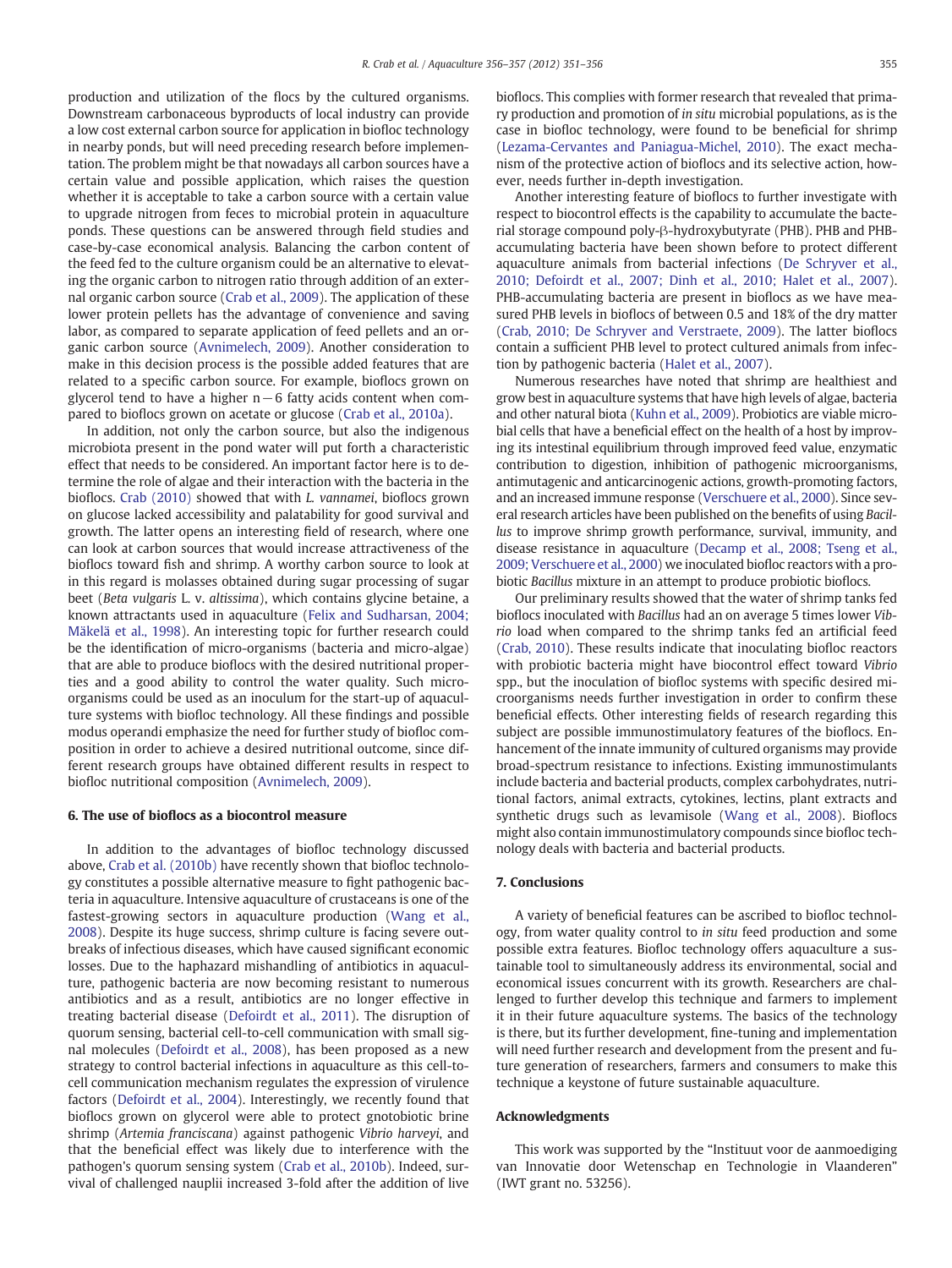production and utilization of the flocs by the cultured organisms. Downstream carbonaceous byproducts of local industry can provide a low cost external carbon source for application in biofloc technology in nearby ponds, but will need preceding research before implementation. The problem might be that nowadays all carbon sources have a certain value and possible application, which raises the question whether it is acceptable to take a carbon source with a certain value to upgrade nitrogen from feces to microbial protein in aquaculture ponds. These questions can be answered through field studies and case-by-case economical analysis. Balancing the carbon content of the feed fed to the culture organism could be an alternative to elevating the organic carbon to nitrogen ratio through addition of an external organic carbon source (Crab et al., 2009). The application of these lower protein pellets has the advantage of convenience and saving labor, as compared to separate application of feed pellets and an organic carbon source (Avnimelech, 2009). Another consideration to make in this decision process is the possible added features that are related to a specific carbon source. For example, bioflocs grown on glycerol tend to have a higher n−6 fatty acids content when compared to bioflocs grown on acetate or glucose (Crab et al., 2010a).

In addition, not only the carbon source, but also the indigenous microbiota present in the pond water will put forth a characteristic effect that needs to be considered. An important factor here is to determine the role of algae and their interaction with the bacteria in the bioflocs. Crab (2010) showed that with *L. vannamei*, bioflocs grown on glucose lacked accessibility and palatability for good survival and growth. The latter opens an interesting field of research, where one can look at carbon sources that would increase attractiveness of the bioflocs toward fish and shrimp. A worthy carbon source to look at in this regard is molasses obtained during sugar processing of sugar beet (*Beta vulgaris* L. v. *altissima*), which contains glycine betaine, a known attractants used in aquaculture (Felix and Sudharsan, 2004; Mäkelä et al., 1998). An interesting topic for further research could be the identification of micro-organisms (bacteria and micro-algae) that are able to produce bioflocs with the desired nutritional properties and a good ability to control the water quality. Such micro-organisms could be used as an inoculum for the start-up of aquaculture systems with biofloc technology. All these findings and possible modus operandi emphasize the need for further study of biofloc composition in order to achieve a desired nutritional outcome, since different research groups have obtained different results in respect to biofloc nutritional composition (Avnimelech, 2009).

## 6. The use of bioflocs as a biocontrol measure

In addition to the advantages of biofloc technology discussed above, Crab et al. (2010b) have recently shown that biofloc technology constitutes a possible alternative measure to fight pathogenic bacteria in aquaculture. Intensive aquaculture of crustaceans is one of the fastest-growing sectors in aquaculture production (Wang et al., 2008). Despite its huge success, shrimp culture is facing severe outbreaks of infectious diseases, which have caused significant economic losses. Due to the haphazard mishandling of antibiotics in aquaculture, pathogenic bacteria are now becoming resistant to numerous antibiotics and as a result, antibiotics are no longer effective in treating bacterial disease (Defoirdt et al., 2011). The disruption of quorum sensing, bacterial cell-to-cell communication with small signal molecules (Defoirdt et al., 2008), has been proposed as a new strategy to control bacterial infections in aquaculture as this cell-to-cell communication mechanism regulates the expression of virulence factors (Defoirdt et al., 2004). Interestingly, we recently found that bioflocs grown on glycerol were able to protect gnotobiotic brine shrimp (*Artemia franciscana*) against pathogenic *Vibrio harveyi*, and that the beneficial effect was likely due to interference with the pathogen's quorum sensing system (Crab et al., 2010b). Indeed, survival of challenged nauplii increased 3-fold after the addition of live bioflocs. This complies with former research that revealed that primary production and promotion of *in situ* microbial populations, as is the case in biofloc technology, were found to be beneficial for shrimp (Lezama-Cervantes and Paniagua-Michel, 2010). The exact mechanism of the protective action of bioflocs and its selective action, however, needs further in-depth investigation.

Another interesting feature of bioflocs to further investigate with respect to biocontrol effects is the capability to accumulate the bacterial storage compound poly-β-hydroxybutyrate (PHB). PHB and PHB-accumulating bacteria have been shown before to protect different aquaculture animals from bacterial infections (De Schryver et al., 2010; Defoirdt et al., 2007; Dinh et al., 2010; Halet et al., 2007). PHB-accumulating bacteria are present in bioflocs as we have measured PHB levels in bioflocs of between 0.5 and 18% of the dry matter (Crab, 2010; De Schryver and Verstraete, 2009). The latter bioflocs contain a sufficient PHB level to protect cultured animals from infection by pathogenic bacteria (Halet et al., 2007).

Numerous researches have noted that shrimp are healthiest and grow best in aquaculture systems that have high levels of algae, bacteria and other natural biota (Kuhn et al., 2009). Probiotics are viable microbial cells that have a beneficial effect on the health of a host by improving its intestinal equilibrium through improved feed value, enzymatic contribution to digestion, inhibition of pathogenic microorganisms, antimutagenic and anticarcinogenic actions, growth-promoting factors, and an increased immune response (Verschuere et al., 2000). Since several research articles have been published on the benefits of using *Bacillus* to improve shrimp growth performance, survival, immunity, and disease resistance in aquaculture (Decamp et al., 2008; Tseng et al., 2009; Verschuere et al., 2000) we inoculated biofloc reactors with a probiotic *Bacillus* mixture in an attempt to produce probiotic bioflocs.

Our preliminary results showed that the water of shrimp tanks fed bioflocs inoculated with *Bacillus* had an on average 5 times lower *Vibrio* load when compared to the shrimp tanks fed an artificial feed (Crab, 2010). These results indicate that inoculating biofloc reactors with probiotic bacteria might have biocontrol effect toward *Vibrio* spp., but the inoculation of biofloc systems with specific desired microorganisms needs further investigation in order to confirm these beneficial effects. Other interesting fields of research regarding this subject are possible immunostimulatory features of the bioflocs. Enhancement of the innate immunity of cultured organisms may provide broad-spectrum resistance to infections. Existing immunostimulants include bacteria and bacterial products, complex carbohydrates, nutritional factors, animal extracts, cytokines, lectins, plant extracts and synthetic drugs such as levamisole (Wang et al., 2008). Bioflocs might also contain immunostimulatory compounds since biofloc technology deals with bacteria and bacterial products.

## 7. Conclusions

A variety of beneficial features can be ascribed to biofloc technology, from water quality control to *in situ* feed production and some possible extra features. Biofloc technology offers aquaculture a sustainable tool to simultaneously address its environmental, social and economical issues concurrent with its growth. Researchers are challenged to further develop this technique and farmers to implement it in their future aquaculture systems. The basics of the technology is there, but its further development, fine-tuning and implementation will need further research and development from the present and future generation of researchers, farmers and consumers to make this technique a keystone of future sustainable aquaculture.

## Acknowledgments

This work was supported by the "Instituut voor de aanmoediging van Innovatie door Wetenschap en Technologie in Vlaanderen" (IWT grant no. 53256).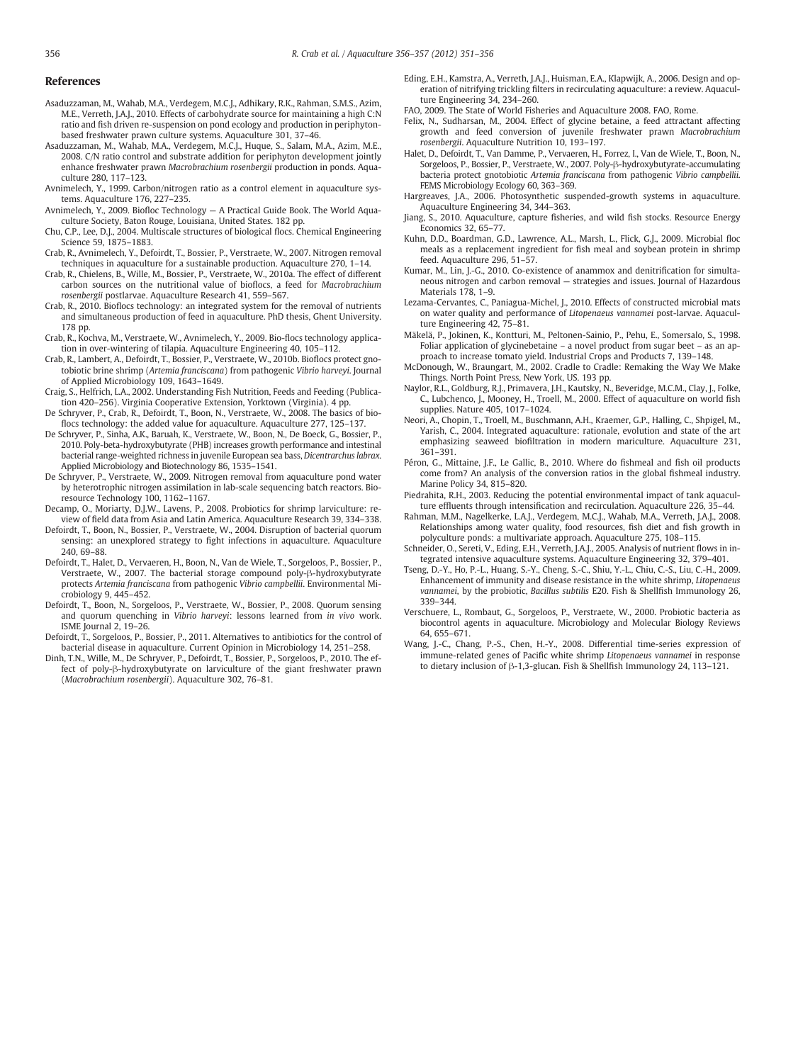## References

Asaduzzaman, M., Wahab, M.A., Verdegem, M.C.J., Adhikary, R.K., Rahman, S.M.S., Azim, M.E., Verreth, J.A.J., 2010. Effects of carbohydrate source for maintaining a high C:N ratio and fish driven re-suspension on pond ecology and production in periphyton-based freshwater prawn culture systems. Aquaculture 301, 37–46.

Asaduzzaman, M., Wahab, M.A., Verdegem, M.C.J., Huque, S., Salam, M.A., Azim, M.E., 2008. C/N ratio control and substrate addition for periphyton development jointly enhance freshwater prawn *Macrobrachium rosenbergii* production in ponds. Aquaculture 280, 117–123.

Avnimelech, Y., 1999. Carbon/nitrogen ratio as a control element in aquaculture systems. Aquaculture 176, 227–235.

Avnimelech, Y., 2009. Biofloc Technology — A Practical Guide Book. The World Aquaculture Society, Baton Rouge, Louisiana, United States. 182 pp.

Chu, C.P., Lee, D.J., 2004. Multiscale structures of biological flocs. Chemical Engineering Science 59, 1875–1883.

Crab, R., Avnimelech, Y., Defoirdt, T., Bossier, P., Verstraete, W., 2007. Nitrogen removal techniques in aquaculture for a sustainable production. Aquaculture 270, 1–14.

Crab, R., Chielens, B., Wille, M., Bossier, P., Verstraete, W., 2010a. The effect of different carbon sources on the nutritional value of bioflocs, a feed for *Macrobrachium rosenbergii* postlarvae. Aquaculture Research 41, 559–567.

Crab, R., 2010. Bioflocs technology: an integrated system for the removal of nutrients and simultaneous production of feed in aquaculture. PhD thesis, Ghent University. 178 pp.

Crab, R., Kochva, M., Verstraete, W., Avnimelech, Y., 2009. Bio-flocs technology application in over-wintering of tilapia. Aquaculture Engineering 40, 105–112.

Crab, R., Lambert, A., Defoirdt, T., Bossier, P., Verstraete, W., 2010b. Bioflocs protect gnotobiotic brine shrimp (*Artemia franciscana*) from pathogenic *Vibrio harveyi*. Journal of Applied Microbiology 109, 1643–1649.

Craig, S., Helfrich, L.A., 2002. Understanding Fish Nutrition, Feeds and Feeding (Publication 420–256). Virginia Cooperative Extension, Yorktown (Virginia). 4 pp.

De Schryver, P., Crab, R., Defoirdt, T., Boon, N., Verstraete, W., 2008. The basics of bio-flocs technology: the added value for aquaculture. Aquaculture 277, 125–137.

De Schryver, P., Sinha, A.K., Baruah, K., Verstraete, W., Boon, N., De Boeck, G., Bossier, P., 2010. Poly-beta-hydroxybutyrate (PHB) increases growth performance and intestinal bacterial range-weighted richness in juvenile European sea bass, *Dicentrarchus labrax*. Applied Microbiology and Biotechnology 86, 1535–1541.

De Schryver, P., Verstraete, W., 2009. Nitrogen removal from aquaculture pond water by heterotrophic nitrogen assimilation in lab-scale sequencing batch reactors. Bioresource Technology 100, 1162–1167.

Decamp, O., Moriarty, D.J.W., Lavens, P., 2008. Probiotics for shrimp larviculture: review of field data from Asia and Latin America. Aquaculture Research 39, 334–338.

Defoirdt, T., Boon, N., Bossier, P., Verstraete, W., 2004. Disruption of bacterial quorum sensing: an unexplored strategy to fight infections in aquaculture. Aquaculture 240, 69–88.

Defoirdt, T., Halet, D., Vervaeren, H., Boon, N., Van de Wiele, T., Sorgeloos, P., Bossier, P., Verstraete, W., 2007. The bacterial storage compound poly-β-hydroxybutyrate protects *Artemia franciscana* from pathogenic *Vibrio campbellii*. Environmental Microbiology 9, 445–452.

Defoirdt, T., Boon, N., Sorgeloos, P., Verstraete, W., Bossier, P., 2008. Quorum sensing and quorum quenching in *Vibrio harveyi*: lessons learned from *in vivo* work. ISME Journal 2, 19–26.

Defoirdt, T., Sorgeloos, P., Bossier, P., 2011. Alternatives to antibiotics for the control of bacterial disease in aquaculture. Current Opinion in Microbiology 14, 251–258.

Dinh, T.N., Wille, M., De Schryver, P., Defoirdt, T., Bossier, P., Sorgeloos, P., 2010. The effect of poly-β-hydroxybutyrate on larviculture of the giant freshwater prawn (*Macrobrachium rosenbergii*). Aquaculture 302, 76–81.

Eding, E.H., Kamstra, A., Verreth, J.A.J., Huisman, E.A., Klapwijk, A., 2006. Design and operation of nitrifying trickling filters in recirculating aquaculture: a review. Aquaculture Engineering 34, 234–260.

FAO, 2009. The State of World Fisheries and Aquaculture 2008. FAO, Rome.

Felix, N., Sudharsan, M., 2004. Effect of glycine betaine, a feed attractant affecting growth and feed conversion of juvenile freshwater prawn *Macrobrachium rosenbergii*. Aquaculture Nutrition 10, 193–197.

Halet, D., Defoirdt, T., Van Damme, P., Vervaeren, H., Forrez, I., Van de Wiele, T., Boon, N., Sorgeloos, P., Bossier, P., Verstraete, W., 2007. Poly-β-hydroxybutyrate-accumulating bacteria protect gnotobiotic *Artemia franciscana* from pathogenic *Vibrio campbellii*. FEMS Microbiology Ecology 60, 363–369.

Hargreaves, J.A., 2006. Photosynthetic suspended-growth systems in aquaculture. Aquaculture Engineering 34, 344–363.

Jiang, S., 2010. Aquaculture, capture fisheries, and wild fish stocks. Resource Energy Economics 32, 65–77.

Kuhn, D.D., Boardman, G.D., Lawrence, A.L., Marsh, L., Flick, G.J., 2009. Microbial floc meals as a replacement ingredient for fish meal and soybean protein in shrimp feed. Aquaculture 296, 51–57.

Kumar, M., Lin, J.-G., 2010. Co-existence of anammox and denitrification for simultaneous nitrogen and carbon removal — strategies and issues. Journal of Hazardous Materials 178, 1–9.

Lezama-Cervantes, C., Paniagua-Michel, J., 2010. Effects of constructed microbial mats on water quality and performance of *Litopenaeus vannamei* post-larvae. Aquaculture Engineering 42, 75–81.

Mäkelä, P., Jokinen, K., Kontturi, M., Peltonen-Sainio, P., Pehu, E., Somersalo, S., 1998. Foliar application of glycinebetaine – a novel product from sugar beet – as an approach to increase tomato yield. Industrial Crops and Products 7, 139–148.

McDonough, W., Braungart, M., 2002. Cradle to Cradle: Remaking the Way We Make Things. North Point Press, New York, US. 193 pp.

Naylor, R.L., Goldburg, R.J., Primavera, J.H., Kautsky, N., Beveridge, M.C.M., Clay, J., Folke, C., Lubchenco, J., Mooney, H., Troell, M., 2000. Effect of aquaculture on world fish supplies. Nature 405, 1017–1024.

Neori, A., Chopin, T., Troell, M., Buschmann, A.H., Kraemer, G.P., Halling, C., Shpigel, M., Yarish, C., 2004. Integrated aquaculture: rationale, evolution and state of the art emphasizing seaweed biofiltration in modern mariculture. Aquaculture 231, 361–391.

Péron, G., Mittaine, J.F., Le Gallic, B., 2010. Where do fishmeal and fish oil products come from? An analysis of the conversion ratios in the global fishmeal industry. Marine Policy 34, 815–820.

Piedrahita, R.H., 2003. Reducing the potential environmental impact of tank aquaculture effluents through intensification and recirculation. Aquaculture 226, 35–44.

Rahman, M.M., Nagelkerke, L.A.J., Verdegem, M.C.J., Wahab, M.A., Verreth, J.A.J., 2008. Relationships among water quality, food resources, fish diet and fish growth in polyculture ponds: a multivariate approach. Aquaculture 275, 108–115.

Schneider, O., Sereti, V., Eding, E.H., Verreth, J.A.J., 2005. Analysis of nutrient flows in integrated intensive aquaculture systems. Aquaculture Engineering 32, 379–401.

Tseng, D.-Y., Ho, P.-L., Huang, S.-Y., Cheng, S.-C., Shiu, Y.-L., Chiu, C.-S., Liu, C.-H., 2009. Enhancement of immunity and disease resistance in the white shrimp, *Litopenaeus vannamei*, by the probiotic, *Bacillus subtilis* E20. Fish & Shellfish Immunology 26, 339–344.

Verschuere, L., Rombaut, G., Sorgeloos, P., Verstraete, W., 2000. Probiotic bacteria as biocontrol agents in aquaculture. Microbiology and Molecular Biology Reviews 64, 655–671.

Wang, J.-C., Chang, P.-S., Chen, H.-Y., 2008. Differential time-series expression of immune-related genes of Pacific white shrimp *Litopenaeus vannamei* in response to dietary inclusion of β-1,3-glucan. Fish & Shellfish Immunology 24, 113–121.